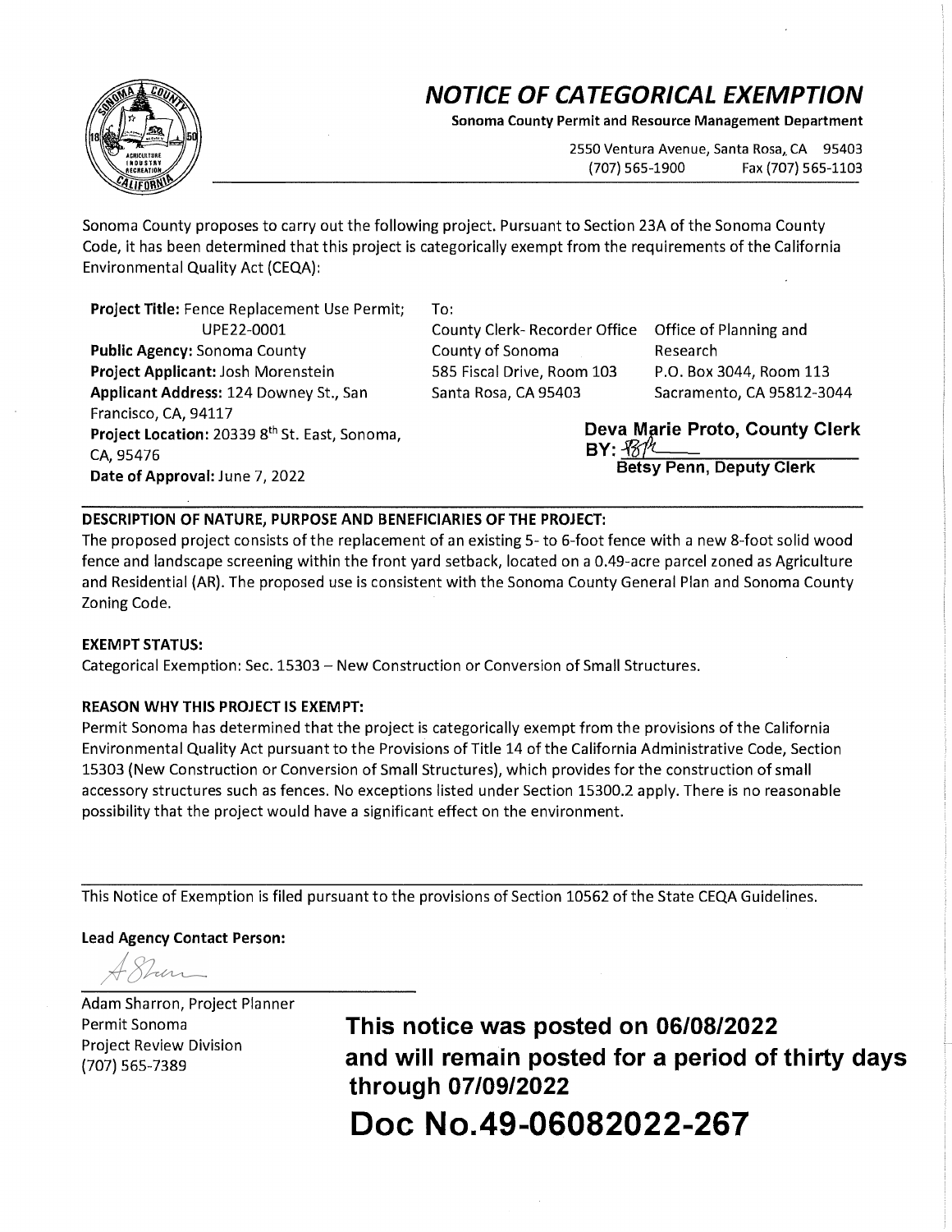# NOTICE OF CATEGORICAL EXEMPTION

**Sonoma County Permit and Resource Management Department**

2550 Ventura Avenue, Santa Rosa, CA 95403
(707) 565-1900 Fax (707) 565-1103

Sonoma County proposes to carry out the following project. Pursuant to Section 23A of the Sonoma County Code, it has been determined that this project is categorically exempt from the requirements of the California Environmental Quality Act (CEQA):

**Project Title:** Fence Replacement Use Permit; UPE22-0001
**Public Agency:** Sonoma County
**Project Applicant:** Josh Morenstein
**Applicant Address:** 124 Downey St., San Francisco, CA, 94117
**Project Location:** 20339 8th St. East, Sonoma, CA, 95476
**Date of Approval:** June 7, 2022

To:

County Clerk- Recorder Office
County of Sonoma
585 Fiscal Drive, Room 103
Santa Rosa, CA 95403

Office of Planning and Research
P.O. Box 3044, Room 113
Sacramento, CA 95812-3044

**Deva Marie Proto, County Clerk**
**BY:** _[signature]_
**Betsy Penn, Deputy Clerk**

**DESCRIPTION OF NATURE, PURPOSE AND BENEFICIARIES OF THE PROJECT:**

The proposed project consists of the replacement of an existing 5- to 6-foot fence with a new 8-foot solid wood fence and landscape screening within the front yard setback, located on a 0.49-acre parcel zoned as Agriculture and Residential (AR). The proposed use is consistent with the Sonoma County General Plan and Sonoma County Zoning Code.

**EXEMPT STATUS:**

Categorical Exemption: Sec. 15303 – New Construction or Conversion of Small Structures.

**REASON WHY THIS PROJECT IS EXEMPT:**

Permit Sonoma has determined that the project is categorically exempt from the provisions of the California Environmental Quality Act pursuant to the Provisions of Title 14 of the California Administrative Code, Section 15303 (New Construction or Conversion of Small Structures), which provides for the construction of small accessory structures such as fences. No exceptions listed under Section 15300.2 apply. There is no reasonable possibility that the project would have a significant effect on the environment.

This Notice of Exemption is filed pursuant to the provisions of Section 10562 of the State CEQA Guidelines.

**Lead Agency Contact Person:**

_[signature]_

Adam Sharron, Project Planner
Permit Sonoma
Project Review Division
(707) 565-7389

**This notice was posted on 06/08/2022 and will remain posted for a period of thirty days through 07/09/2022**

**Doc No.49-06082022-267**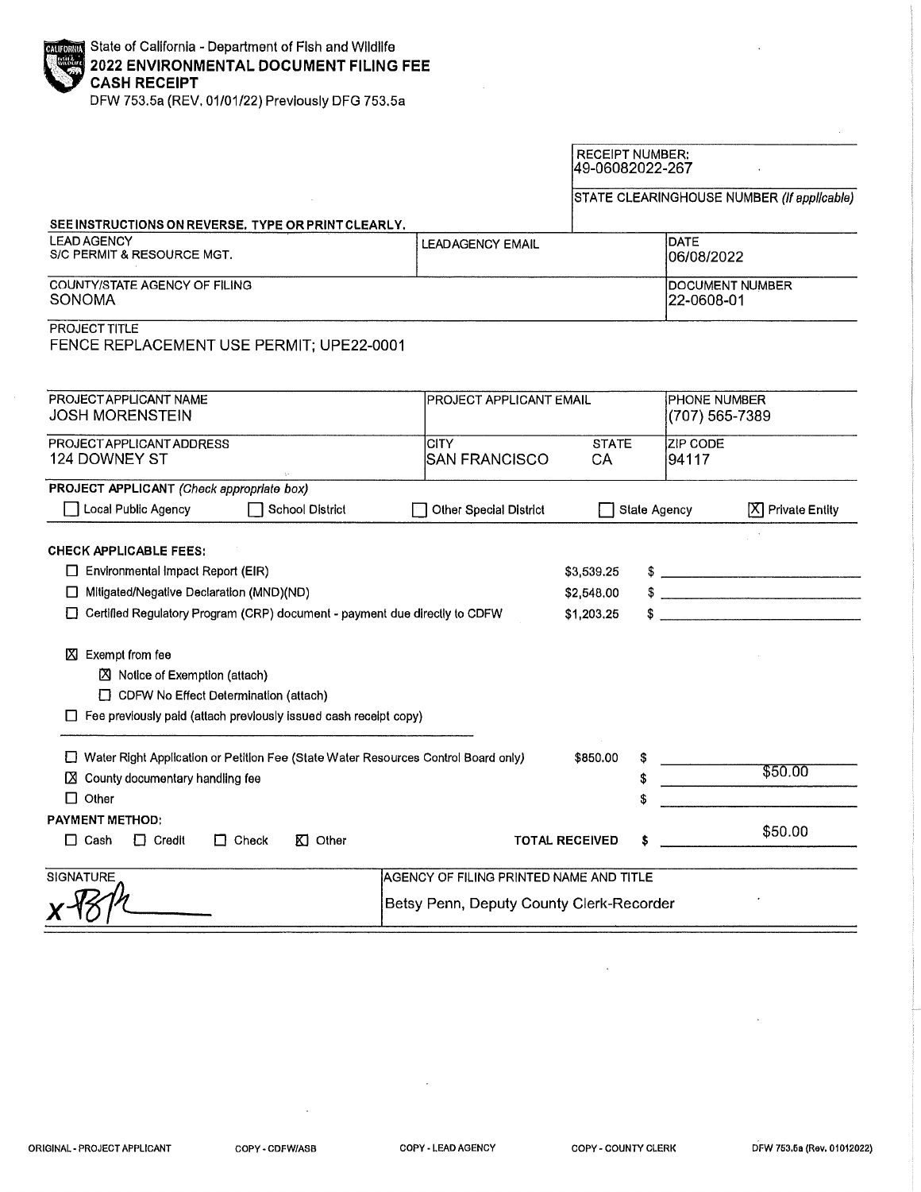State of California - Department of Fish and Wildlife
**2022 ENVIRONMENTAL DOCUMENT FILING FEE**
**CASH RECEIPT**
DFW 753.5a (REV. 01/01/22) Previously DFG 753.5a

RECEIPT NUMBER:
49-06082022-267

STATE CLEARINGHOUSE NUMBER *(If applicable)*

**SEE INSTRUCTIONS ON REVERSE. TYPE OR PRINT CLEARLY.**

| LEAD AGENCY | LEAD AGENCY EMAIL | DATE |
|---|---|---|
| S/C PERMIT & RESOURCE MGT. | | 06/08/2022 |

| COUNTY/STATE AGENCY OF FILING | DOCUMENT NUMBER |
|---|---|
| SONOMA | 22-0608-01 |

PROJECT TITLE
FENCE REPLACEMENT USE PERMIT; UPE22-0001

| PROJECT APPLICANT NAME | PROJECT APPLICANT EMAIL | | PHONE NUMBER |
|---|---|---|---|
| JOSH MORENSTEIN | | | (707) 565-7389 |
| **PROJECT APPLICANT ADDRESS** | **CITY** | **STATE** | **ZIP CODE** |
| 124 DOWNEY ST | SAN FRANCISCO | CA | 94117 |

**PROJECT APPLICANT** *(Check appropriate box)*

☐ Local Public Agency ☐ School District ☐ Other Special District ☐ State Agency ☒ Private Entity

**CHECK APPLICABLE FEES:**

| | | |
|---|---|---|
| ☐ Environmental Impact Report (EIR) | $3,539.25 | $ |
| ☐ Mitigated/Negative Declaration (MND)(ND) | $2,548.00 | $ |
| ☐ Certified Regulatory Program (CRP) document - payment due directly to CDFW | $1,203.25 | $ |

☒ Exempt from fee
- ☒ Notice of Exemption (attach)
- ☐ CDFW No Effect Determination (attach)

☐ Fee previously paid (attach previously issued cash receipt copy)

| | | |
|---|---|---|
| ☐ Water Right Application or Petition Fee (State Water Resources Control Board only) | $850.00 | $ |
| ☒ County documentary handling fee | | $ $50.00 |
| ☐ Other | | $ |

**PAYMENT METHOD:**

☐ Cash ☐ Credit ☐ Check ☒ Other **TOTAL RECEIVED** $ $50.00

| SIGNATURE | AGENCY OF FILING PRINTED NAME AND TITLE |
|---|---|
| x [signature] | Betsy Penn, Deputy County Clerk-Recorder |

ORIGINAL - PROJECT APPLICANT COPY - CDFW/ASB COPY - LEAD AGENCY COPY - COUNTY CLERK DFW 753.5a (Rev. 01012022)